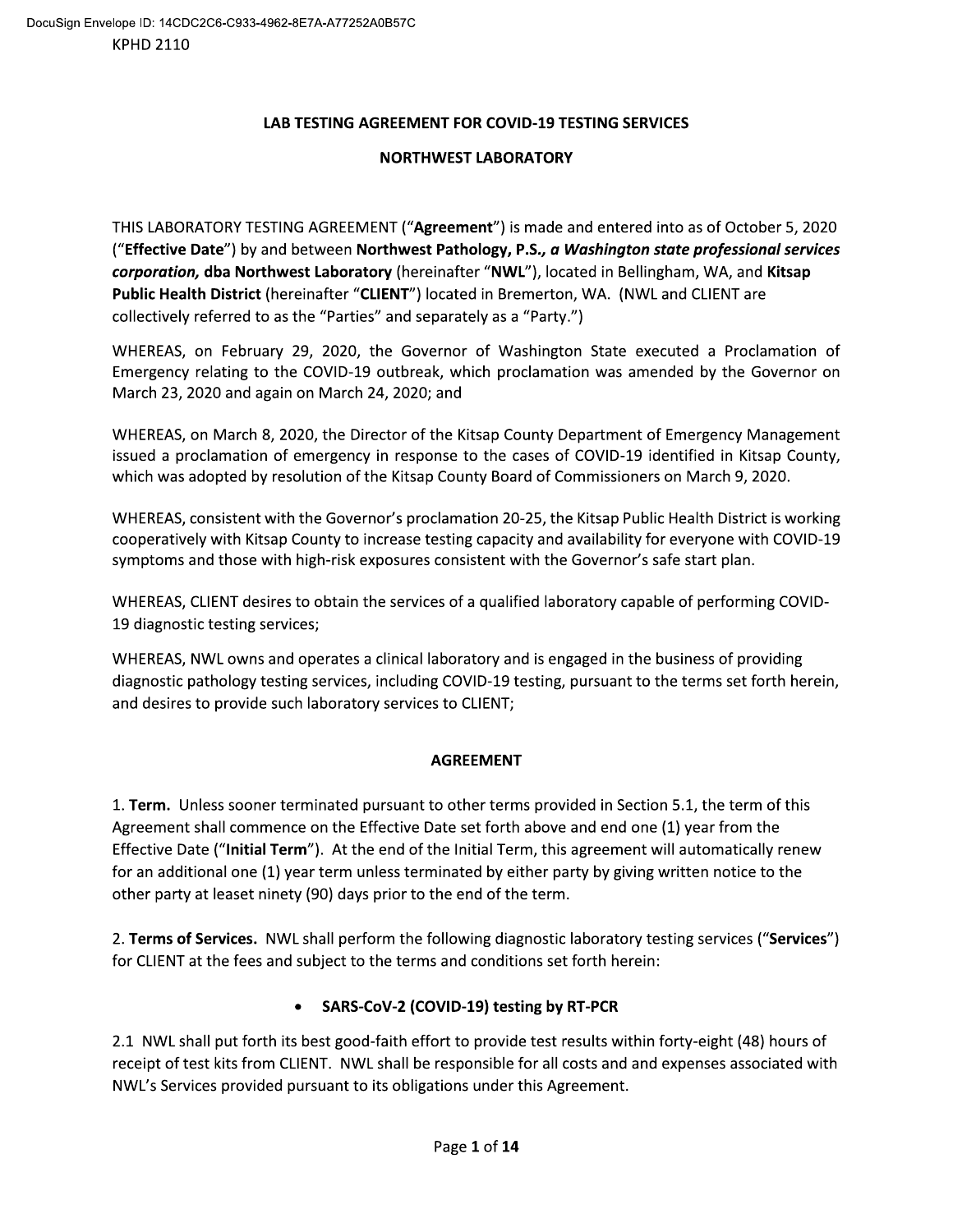# LAB TESTING AGREEMENT FOR COVID-19 TESTING SERVICES

## NORTHWEST LABORATORY

THIS LABORATORY TESTING AGREEMENT ("**Agreement**") is made and entered into as of October 5, 2020 ("**Effective Date**") by and between **Northwest Pathology, P.S.,** ***a Washington state professional services corporation,*** **dba Northwest Laboratory** (hereinafter "**NWL**"), located in Bellingham, WA, and **Kitsap Public Health District** (hereinafter "**CLIENT**") located in Bremerton, WA. (NWL and CLIENT are collectively referred to as the "Parties" and separately as a "Party.")

WHEREAS, on February 29, 2020, the Governor of Washington State executed a Proclamation of Emergency relating to the COVID-19 outbreak, which proclamation was amended by the Governor on March 23, 2020 and again on March 24, 2020; and

WHEREAS, on March 8, 2020, the Director of the Kitsap County Department of Emergency Management issued a proclamation of emergency in response to the cases of COVID-19 identified in Kitsap County, which was adopted by resolution of the Kitsap County Board of Commissioners on March 9, 2020.

WHEREAS, consistent with the Governor's proclamation 20-25, the Kitsap Public Health District is working cooperatively with Kitsap County to increase testing capacity and availability for everyone with COVID-19 symptoms and those with high-risk exposures consistent with the Governor's safe start plan.

WHEREAS, CLIENT desires to obtain the services of a qualified laboratory capable of performing COVID-19 diagnostic testing services;

WHEREAS, NWL owns and operates a clinical laboratory and is engaged in the business of providing diagnostic pathology testing services, including COVID-19 testing, pursuant to the terms set forth herein, and desires to provide such laboratory services to CLIENT;

## AGREEMENT

1. **Term.** Unless sooner terminated pursuant to other terms provided in Section 5.1, the term of this Agreement shall commence on the Effective Date set forth above and end one (1) year from the Effective Date ("**Initial Term**"). At the end of the Initial Term, this agreement will automatically renew for an additional one (1) year term unless terminated by either party by giving written notice to the other party at leaset ninety (90) days prior to the end of the term.

2. **Terms of Services.** NWL shall perform the following diagnostic laboratory testing services ("**Services**") for CLIENT at the fees and subject to the terms and conditions set forth herein:

- **SARS-CoV-2 (COVID-19) testing by RT-PCR**

2.1 NWL shall put forth its best good-faith effort to provide test results within forty-eight (48) hours of receipt of test kits from CLIENT. NWL shall be responsible for all costs and and expenses associated with NWL's Services provided pursuant to its obligations under this Agreement.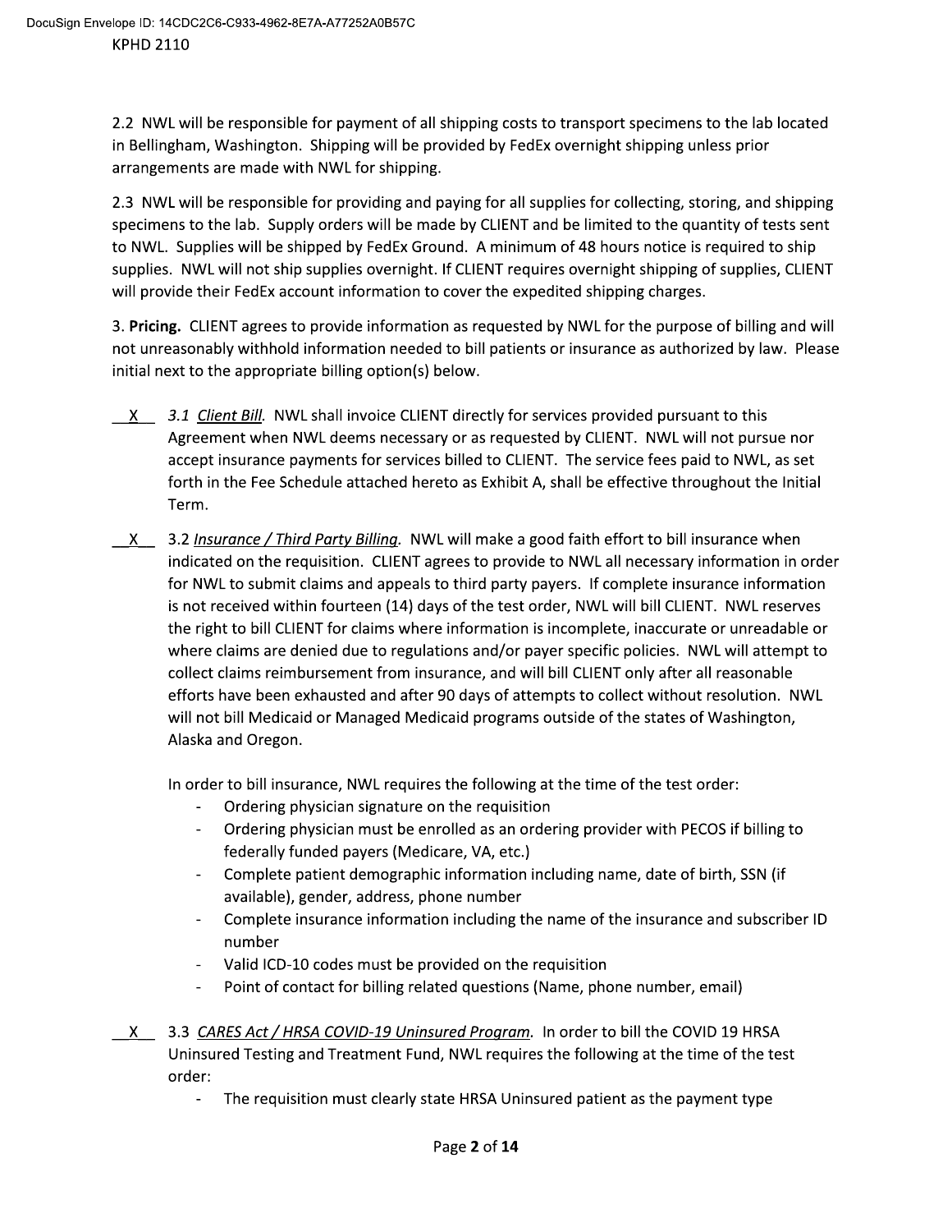2.2 NWL will be responsible for payment of all shipping costs to transport specimens to the lab located in Bellingham, Washington. Shipping will be provided by FedEx overnight shipping unless prior arrangements are made with NWL for shipping.

2.3 NWL will be responsible for providing and paying for all supplies for collecting, storing, and shipping specimens to the lab. Supply orders will be made by CLIENT and be limited to the quantity of tests sent to NWL. Supplies will be shipped by FedEx Ground. A minimum of 48 hours notice is required to ship supplies. NWL will not ship supplies overnight. If CLIENT requires overnight shipping of supplies, CLIENT will provide their FedEx account information to cover the expedited shipping charges.

3. **Pricing.** CLIENT agrees to provide information as requested by NWL for the purpose of billing and will not unreasonably withhold information needed to bill patients or insurance as authorized by law. Please initial next to the appropriate billing option(s) below.

__X__ *3.1 Client Bill.* NWL shall invoice CLIENT directly for services provided pursuant to this Agreement when NWL deems necessary or as requested by CLIENT. NWL will not pursue nor accept insurance payments for services billed to CLIENT. The service fees paid to NWL, as set forth in the Fee Schedule attached hereto as Exhibit A, shall be effective throughout the Initial Term.

__X__ 3.2 *Insurance / Third Party Billing.* NWL will make a good faith effort to bill insurance when indicated on the requisition. CLIENT agrees to provide to NWL all necessary information in order for NWL to submit claims and appeals to third party payers. If complete insurance information is not received within fourteen (14) days of the test order, NWL will bill CLIENT. NWL reserves the right to bill CLIENT for claims where information is incomplete, inaccurate or unreadable or where claims are denied due to regulations and/or payer specific policies. NWL will attempt to collect claims reimbursement from insurance, and will bill CLIENT only after all reasonable efforts have been exhausted and after 90 days of attempts to collect without resolution. NWL will not bill Medicaid or Managed Medicaid programs outside of the states of Washington, Alaska and Oregon.

In order to bill insurance, NWL requires the following at the time of the test order:

- Ordering physician signature on the requisition
- Ordering physician must be enrolled as an ordering provider with PECOS if billing to federally funded payers (Medicare, VA, etc.)
- Complete patient demographic information including name, date of birth, SSN (if available), gender, address, phone number
- Complete insurance information including the name of the insurance and subscriber ID number
- Valid ICD-10 codes must be provided on the requisition
- Point of contact for billing related questions (Name, phone number, email)

__X__ 3.3 *CARES Act / HRSA COVID-19 Uninsured Program.* In order to bill the COVID 19 HRSA Uninsured Testing and Treatment Fund, NWL requires the following at the time of the test order:

- The requisition must clearly state HRSA Uninsured patient as the payment type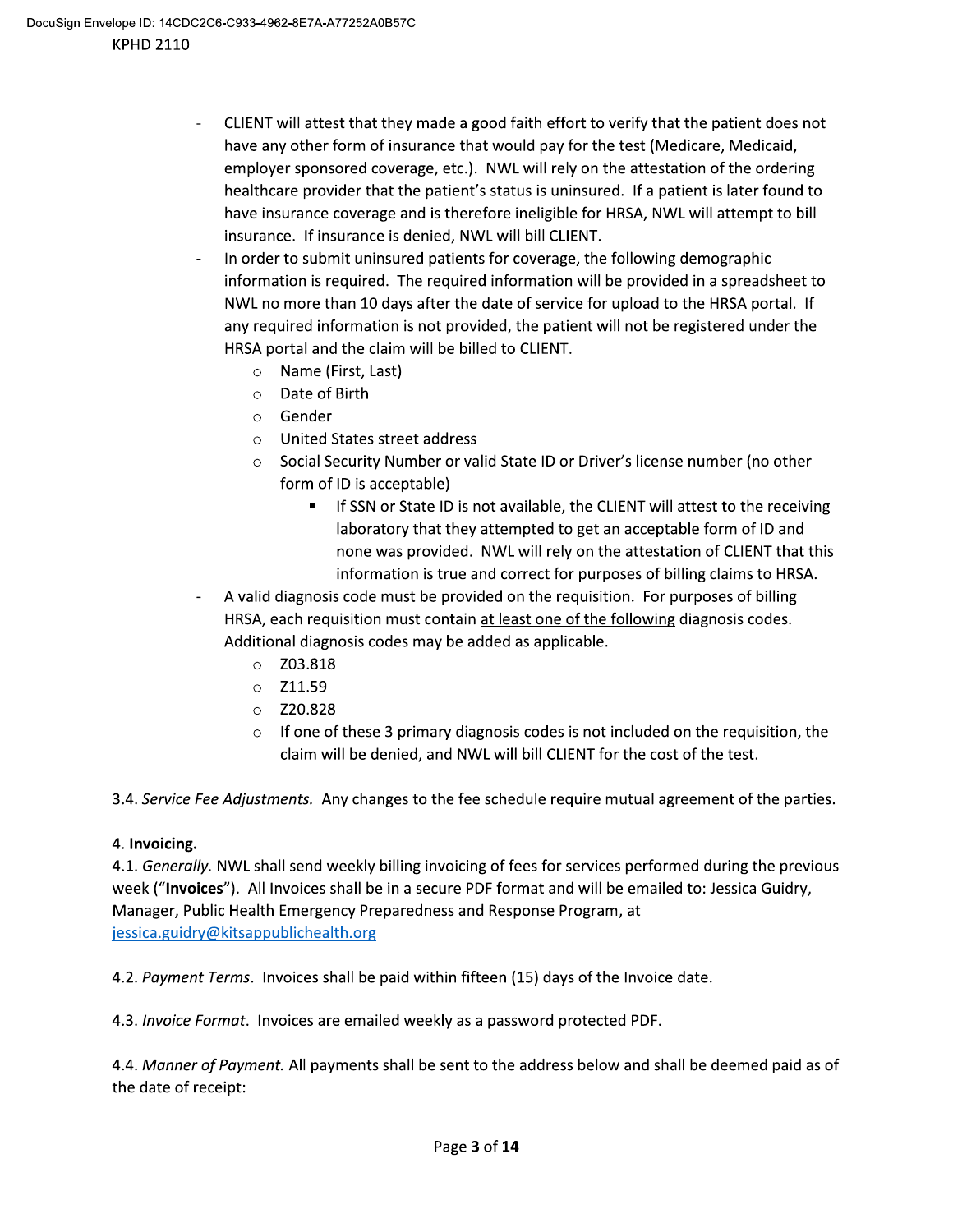- CLIENT will attest that they made a good faith effort to verify that the patient does not have any other form of insurance that would pay for the test (Medicare, Medicaid, employer sponsored coverage, etc.). NWL will rely on the attestation of the ordering healthcare provider that the patient's status is uninsured. If a patient is later found to have insurance coverage and is therefore ineligible for HRSA, NWL will attempt to bill insurance. If insurance is denied, NWL will bill CLIENT.
- In order to submit uninsured patients for coverage, the following demographic information is required. The required information will be provided in a spreadsheet to NWL no more than 10 days after the date of service for upload to the HRSA portal. If any required information is not provided, the patient will not be registered under the HRSA portal and the claim will be billed to CLIENT.
  - Name (First, Last)
  - Date of Birth
  - Gender
  - United States street address
  - Social Security Number or valid State ID or Driver's license number (no other form of ID is acceptable)
    - If SSN or State ID is not available, the CLIENT will attest to the receiving laboratory that they attempted to get an acceptable form of ID and none was provided. NWL will rely on the attestation of CLIENT that this information is true and correct for purposes of billing claims to HRSA.
- A valid diagnosis code must be provided on the requisition. For purposes of billing HRSA, each requisition must contain <u>at least one of the following</u> diagnosis codes. Additional diagnosis codes may be added as applicable.
  - Z03.818
  - Z11.59
  - Z20.828
  - If one of these 3 primary diagnosis codes is not included on the requisition, the claim will be denied, and NWL will bill CLIENT for the cost of the test.

3.4. *Service Fee Adjustments.* Any changes to the fee schedule require mutual agreement of the parties.

4. **Invoicing.**

4.1. *Generally.* NWL shall send weekly billing invoicing of fees for services performed during the previous week ("**Invoices**"). All Invoices shall be in a secure PDF format and will be emailed to: Jessica Guidry, Manager, Public Health Emergency Preparedness and Response Program, at jessica.guidry@kitsappublichealth.org

4.2. *Payment Terms*. Invoices shall be paid within fifteen (15) days of the Invoice date.

4.3. *Invoice Format*. Invoices are emailed weekly as a password protected PDF.

4.4. *Manner of Payment.* All payments shall be sent to the address below and shall be deemed paid as of the date of receipt: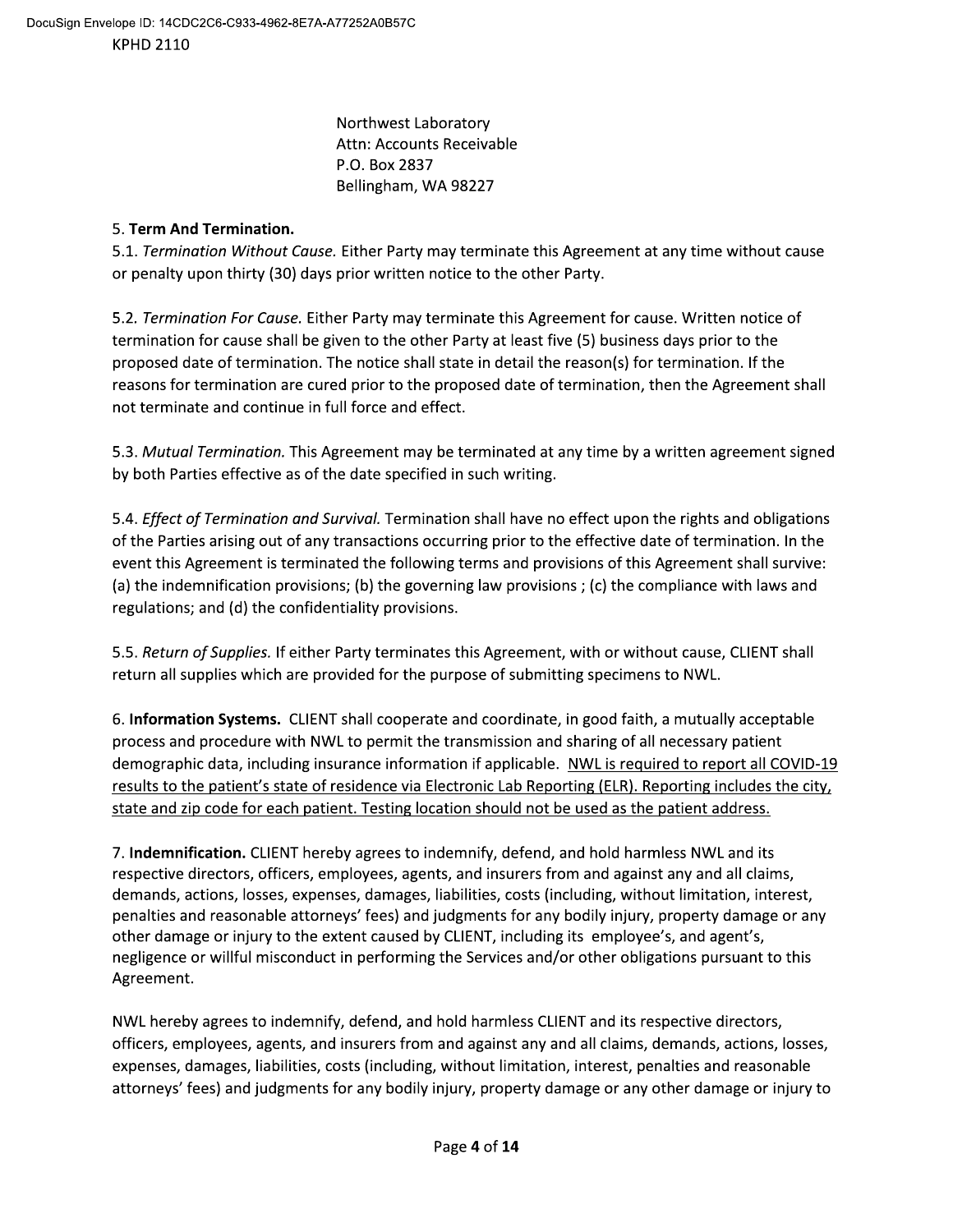Northwest Laboratory
Attn: Accounts Receivable
P.O. Box 2837
Bellingham, WA 98227

5. **Term And Termination.**

5.1. *Termination Without Cause.* Either Party may terminate this Agreement at any time without cause or penalty upon thirty (30) days prior written notice to the other Party.

5.2. *Termination For Cause.* Either Party may terminate this Agreement for cause. Written notice of termination for cause shall be given to the other Party at least five (5) business days prior to the proposed date of termination. The notice shall state in detail the reason(s) for termination. If the reasons for termination are cured prior to the proposed date of termination, then the Agreement shall not terminate and continue in full force and effect.

5.3. *Mutual Termination.* This Agreement may be terminated at any time by a written agreement signed by both Parties effective as of the date specified in such writing.

5.4. *Effect of Termination and Survival.* Termination shall have no effect upon the rights and obligations of the Parties arising out of any transactions occurring prior to the effective date of termination. In the event this Agreement is terminated the following terms and provisions of this Agreement shall survive: (a) the indemnification provisions; (b) the governing law provisions ; (c) the compliance with laws and regulations; and (d) the confidentiality provisions.

5.5. *Return of Supplies.* If either Party terminates this Agreement, with or without cause, CLIENT shall return all supplies which are provided for the purpose of submitting specimens to NWL.

6. **Information Systems.** CLIENT shall cooperate and coordinate, in good faith, a mutually acceptable process and procedure with NWL to permit the transmission and sharing of all necessary patient demographic data, including insurance information if applicable. <u>NWL is required to report all COVID-19 results to the patient's state of residence via Electronic Lab Reporting (ELR). Reporting includes the city, state and zip code for each patient. Testing location should not be used as the patient address.</u>

7. **Indemnification.** CLIENT hereby agrees to indemnify, defend, and hold harmless NWL and its respective directors, officers, employees, agents, and insurers from and against any and all claims, demands, actions, losses, expenses, damages, liabilities, costs (including, without limitation, interest, penalties and reasonable attorneys' fees) and judgments for any bodily injury, property damage or any other damage or injury to the extent caused by CLIENT, including its employee's, and agent's, negligence or willful misconduct in performing the Services and/or other obligations pursuant to this Agreement.

NWL hereby agrees to indemnify, defend, and hold harmless CLIENT and its respective directors, officers, employees, agents, and insurers from and against any and all claims, demands, actions, losses, expenses, damages, liabilities, costs (including, without limitation, interest, penalties and reasonable attorneys' fees) and judgments for any bodily injury, property damage or any other damage or injury to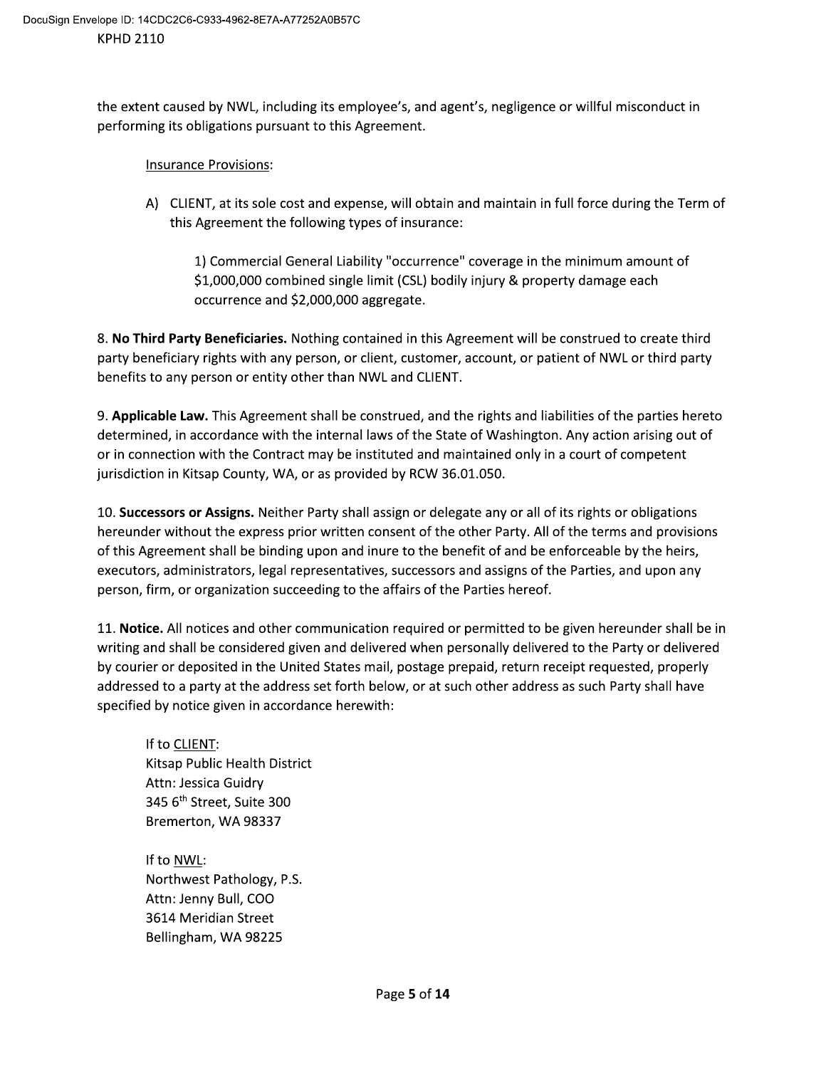the extent caused by NWL, including its employee's, and agent's, negligence or willful misconduct in performing its obligations pursuant to this Agreement.

Insurance Provisions:

A) CLIENT, at its sole cost and expense, will obtain and maintain in full force during the Term of this Agreement the following types of insurance:

1) Commercial General Liability "occurrence" coverage in the minimum amount of $1,000,000 combined single limit (CSL) bodily injury & property damage each occurrence and $2,000,000 aggregate.

8. **No Third Party Beneficiaries.** Nothing contained in this Agreement will be construed to create third party beneficiary rights with any person, or client, customer, account, or patient of NWL or third party benefits to any person or entity other than NWL and CLIENT.

9. **Applicable Law.** This Agreement shall be construed, and the rights and liabilities of the parties hereto determined, in accordance with the internal laws of the State of Washington. Any action arising out of or in connection with the Contract may be instituted and maintained only in a court of competent jurisdiction in Kitsap County, WA, or as provided by RCW 36.01.050.

10. **Successors or Assigns.** Neither Party shall assign or delegate any or all of its rights or obligations hereunder without the express prior written consent of the other Party. All of the terms and provisions of this Agreement shall be binding upon and inure to the benefit of and be enforceable by the heirs, executors, administrators, legal representatives, successors and assigns of the Parties, and upon any person, firm, or organization succeeding to the affairs of the Parties hereof.

11. **Notice.** All notices and other communication required or permitted to be given hereunder shall be in writing and shall be considered given and delivered when personally delivered to the Party or delivered by courier or deposited in the United States mail, postage prepaid, return receipt requested, properly addressed to a party at the address set forth below, or at such other address as such Party shall have specified by notice given in accordance herewith:

If to CLIENT:
Kitsap Public Health District
Attn: Jessica Guidry
345 6th Street, Suite 300
Bremerton, WA 98337

If to NWL:
Northwest Pathology, P.S.
Attn: Jenny Bull, COO
3614 Meridian Street
Bellingham, WA 98225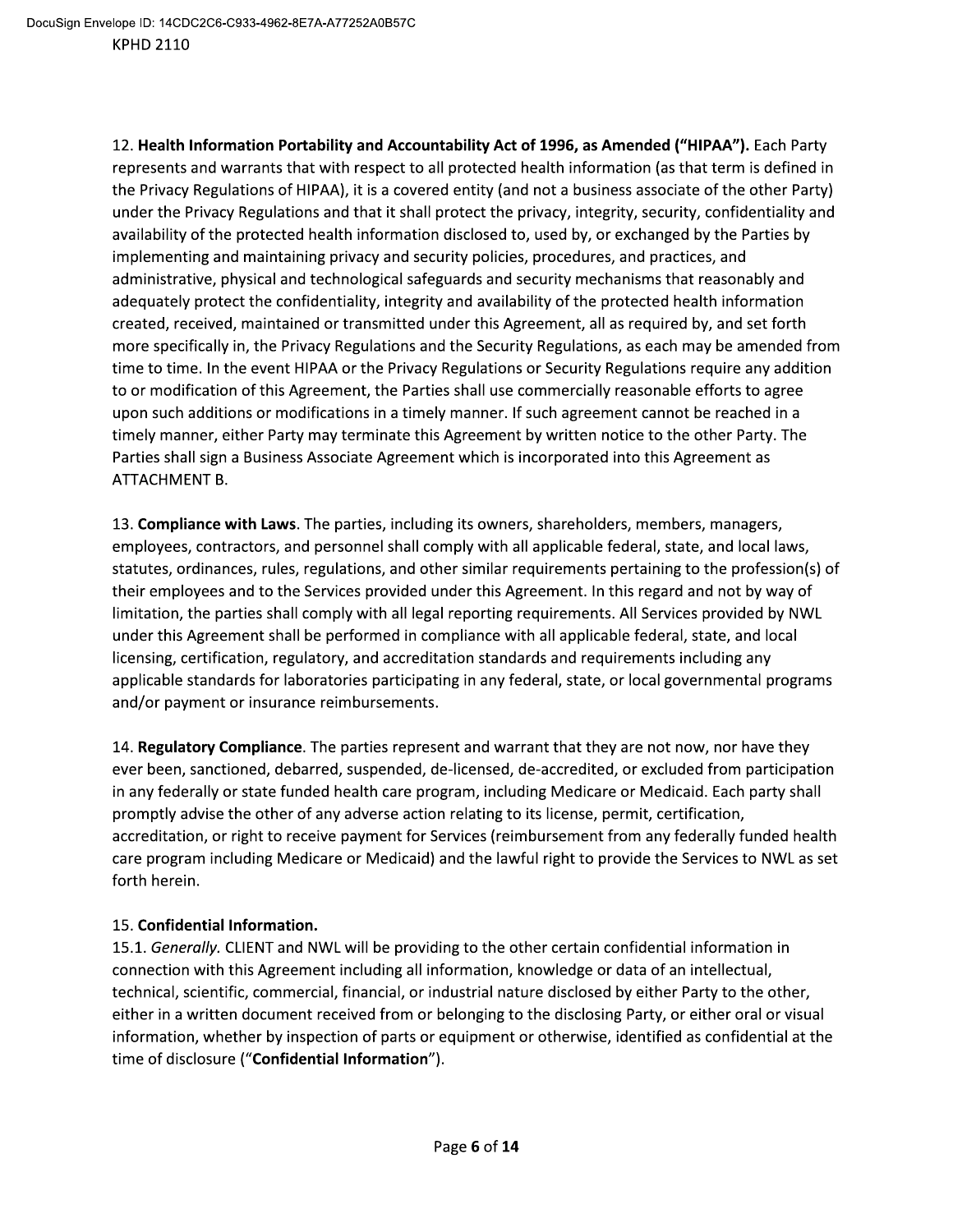12. **Health Information Portability and Accountability Act of 1996, as Amended ("HIPAA").** Each Party represents and warrants that with respect to all protected health information (as that term is defined in the Privacy Regulations of HIPAA), it is a covered entity (and not a business associate of the other Party) under the Privacy Regulations and that it shall protect the privacy, integrity, security, confidentiality and availability of the protected health information disclosed to, used by, or exchanged by the Parties by implementing and maintaining privacy and security policies, procedures, and practices, and administrative, physical and technological safeguards and security mechanisms that reasonably and adequately protect the confidentiality, integrity and availability of the protected health information created, received, maintained or transmitted under this Agreement, all as required by, and set forth more specifically in, the Privacy Regulations and the Security Regulations, as each may be amended from time to time. In the event HIPAA or the Privacy Regulations or Security Regulations require any addition to or modification of this Agreement, the Parties shall use commercially reasonable efforts to agree upon such additions or modifications in a timely manner. If such agreement cannot be reached in a timely manner, either Party may terminate this Agreement by written notice to the other Party. The Parties shall sign a Business Associate Agreement which is incorporated into this Agreement as ATTACHMENT B.

13. **Compliance with Laws**. The parties, including its owners, shareholders, members, managers, employees, contractors, and personnel shall comply with all applicable federal, state, and local laws, statutes, ordinances, rules, regulations, and other similar requirements pertaining to the profession(s) of their employees and to the Services provided under this Agreement. In this regard and not by way of limitation, the parties shall comply with all legal reporting requirements. All Services provided by NWL under this Agreement shall be performed in compliance with all applicable federal, state, and local licensing, certification, regulatory, and accreditation standards and requirements including any applicable standards for laboratories participating in any federal, state, or local governmental programs and/or payment or insurance reimbursements.

14. **Regulatory Compliance**. The parties represent and warrant that they are not now, nor have they ever been, sanctioned, debarred, suspended, de-licensed, de-accredited, or excluded from participation in any federally or state funded health care program, including Medicare or Medicaid. Each party shall promptly advise the other of any adverse action relating to its license, permit, certification, accreditation, or right to receive payment for Services (reimbursement from any federally funded health care program including Medicare or Medicaid) and the lawful right to provide the Services to NWL as set forth herein.

15. **Confidential Information.**

15.1. *Generally.* CLIENT and NWL will be providing to the other certain confidential information in connection with this Agreement including all information, knowledge or data of an intellectual, technical, scientific, commercial, financial, or industrial nature disclosed by either Party to the other, either in a written document received from or belonging to the disclosing Party, or either oral or visual information, whether by inspection of parts or equipment or otherwise, identified as confidential at the time of disclosure ("**Confidential Information**").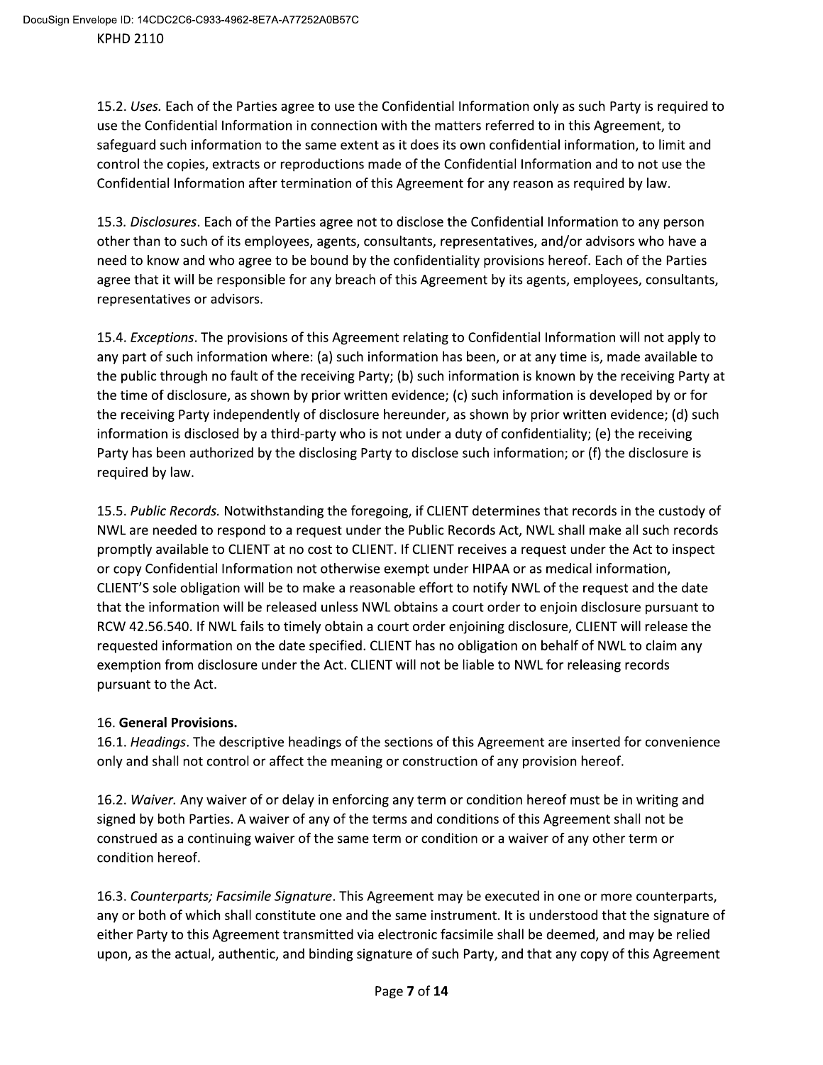15.2. *Uses.* Each of the Parties agree to use the Confidential Information only as such Party is required to use the Confidential Information in connection with the matters referred to in this Agreement, to safeguard such information to the same extent as it does its own confidential information, to limit and control the copies, extracts or reproductions made of the Confidential Information and to not use the Confidential Information after termination of this Agreement for any reason as required by law.

15.3. *Disclosures*. Each of the Parties agree not to disclose the Confidential Information to any person other than to such of its employees, agents, consultants, representatives, and/or advisors who have a need to know and who agree to be bound by the confidentiality provisions hereof. Each of the Parties agree that it will be responsible for any breach of this Agreement by its agents, employees, consultants, representatives or advisors.

15.4. *Exceptions*. The provisions of this Agreement relating to Confidential Information will not apply to any part of such information where: (a) such information has been, or at any time is, made available to the public through no fault of the receiving Party; (b) such information is known by the receiving Party at the time of disclosure, as shown by prior written evidence; (c) such information is developed by or for the receiving Party independently of disclosure hereunder, as shown by prior written evidence; (d) such information is disclosed by a third-party who is not under a duty of confidentiality; (e) the receiving Party has been authorized by the disclosing Party to disclose such information; or (f) the disclosure is required by law.

15.5. *Public Records.* Notwithstanding the foregoing, if CLIENT determines that records in the custody of NWL are needed to respond to a request under the Public Records Act, NWL shall make all such records promptly available to CLIENT at no cost to CLIENT. If CLIENT receives a request under the Act to inspect or copy Confidential Information not otherwise exempt under HIPAA or as medical information, CLIENT'S sole obligation will be to make a reasonable effort to notify NWL of the request and the date that the information will be released unless NWL obtains a court order to enjoin disclosure pursuant to RCW 42.56.540. If NWL fails to timely obtain a court order enjoining disclosure, CLIENT will release the requested information on the date specified. CLIENT has no obligation on behalf of NWL to claim any exemption from disclosure under the Act. CLIENT will not be liable to NWL for releasing records pursuant to the Act.

16. **General Provisions.**

16.1. *Headings*. The descriptive headings of the sections of this Agreement are inserted for convenience only and shall not control or affect the meaning or construction of any provision hereof.

16.2. *Waiver.* Any waiver of or delay in enforcing any term or condition hereof must be in writing and signed by both Parties. A waiver of any of the terms and conditions of this Agreement shall not be construed as a continuing waiver of the same term or condition or a waiver of any other term or condition hereof.

16.3. *Counterparts; Facsimile Signature*. This Agreement may be executed in one or more counterparts, any or both of which shall constitute one and the same instrument. It is understood that the signature of either Party to this Agreement transmitted via electronic facsimile shall be deemed, and may be relied upon, as the actual, authentic, and binding signature of such Party, and that any copy of this Agreement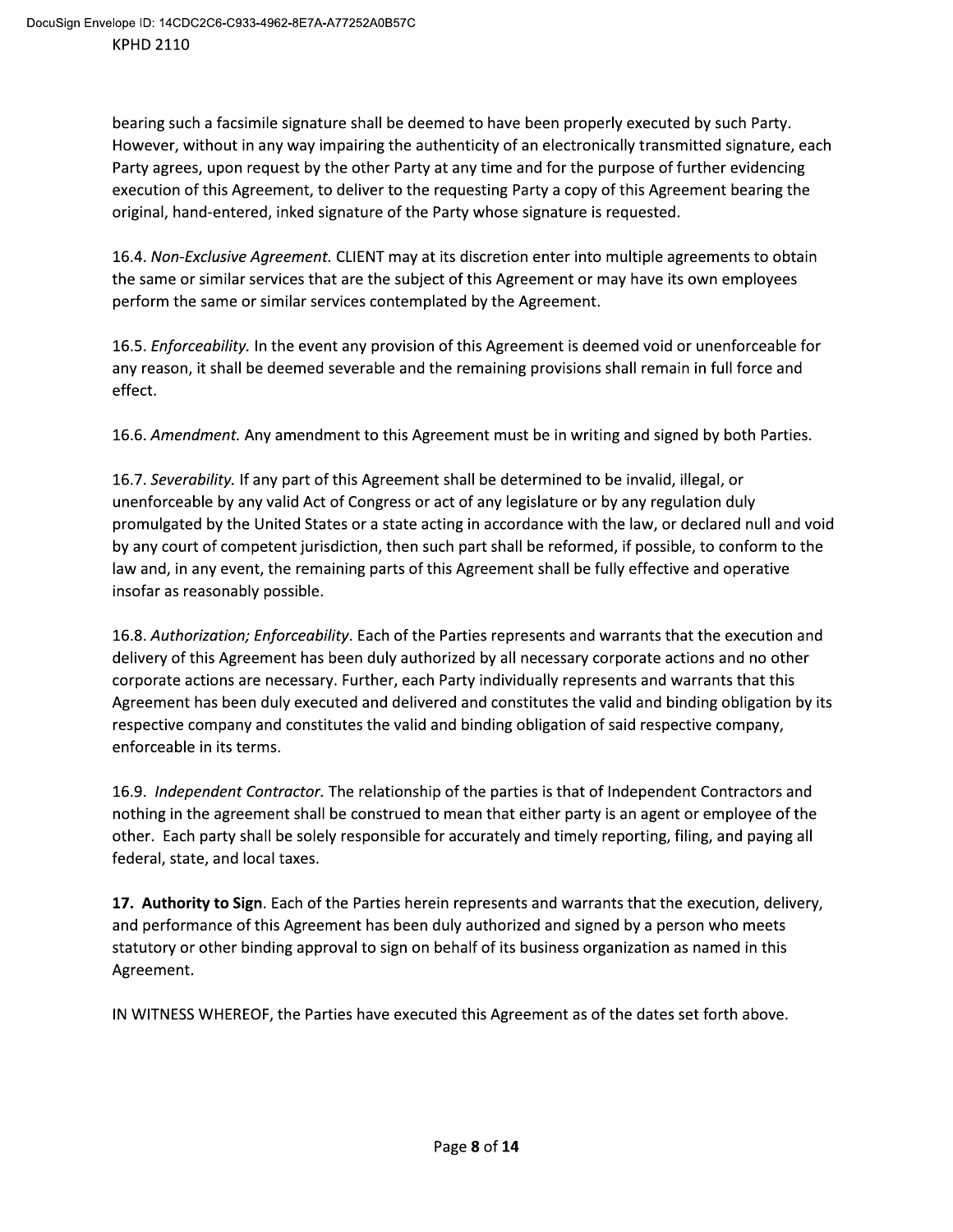bearing such a facsimile signature shall be deemed to have been properly executed by such Party. However, without in any way impairing the authenticity of an electronically transmitted signature, each Party agrees, upon request by the other Party at any time and for the purpose of further evidencing execution of this Agreement, to deliver to the requesting Party a copy of this Agreement bearing the original, hand-entered, inked signature of the Party whose signature is requested.

16.4. *Non-Exclusive Agreement.* CLIENT may at its discretion enter into multiple agreements to obtain the same or similar services that are the subject of this Agreement or may have its own employees perform the same or similar services contemplated by the Agreement.

16.5. *Enforceability.* In the event any provision of this Agreement is deemed void or unenforceable for any reason, it shall be deemed severable and the remaining provisions shall remain in full force and effect.

16.6. *Amendment.* Any amendment to this Agreement must be in writing and signed by both Parties.

16.7. *Severability.* If any part of this Agreement shall be determined to be invalid, illegal, or unenforceable by any valid Act of Congress or act of any legislature or by any regulation duly promulgated by the United States or a state acting in accordance with the law, or declared null and void by any court of competent jurisdiction, then such part shall be reformed, if possible, to conform to the law and, in any event, the remaining parts of this Agreement shall be fully effective and operative insofar as reasonably possible.

16.8. *Authorization; Enforceability*. Each of the Parties represents and warrants that the execution and delivery of this Agreement has been duly authorized by all necessary corporate actions and no other corporate actions are necessary. Further, each Party individually represents and warrants that this Agreement has been duly executed and delivered and constitutes the valid and binding obligation by its respective company and constitutes the valid and binding obligation of said respective company, enforceable in its terms.

16.9. *Independent Contractor.* The relationship of the parties is that of Independent Contractors and nothing in the agreement shall be construed to mean that either party is an agent or employee of the other. Each party shall be solely responsible for accurately and timely reporting, filing, and paying all federal, state, and local taxes.

**17. Authority to Sign**. Each of the Parties herein represents and warrants that the execution, delivery, and performance of this Agreement has been duly authorized and signed by a person who meets statutory or other binding approval to sign on behalf of its business organization as named in this Agreement.

IN WITNESS WHEREOF, the Parties have executed this Agreement as of the dates set forth above.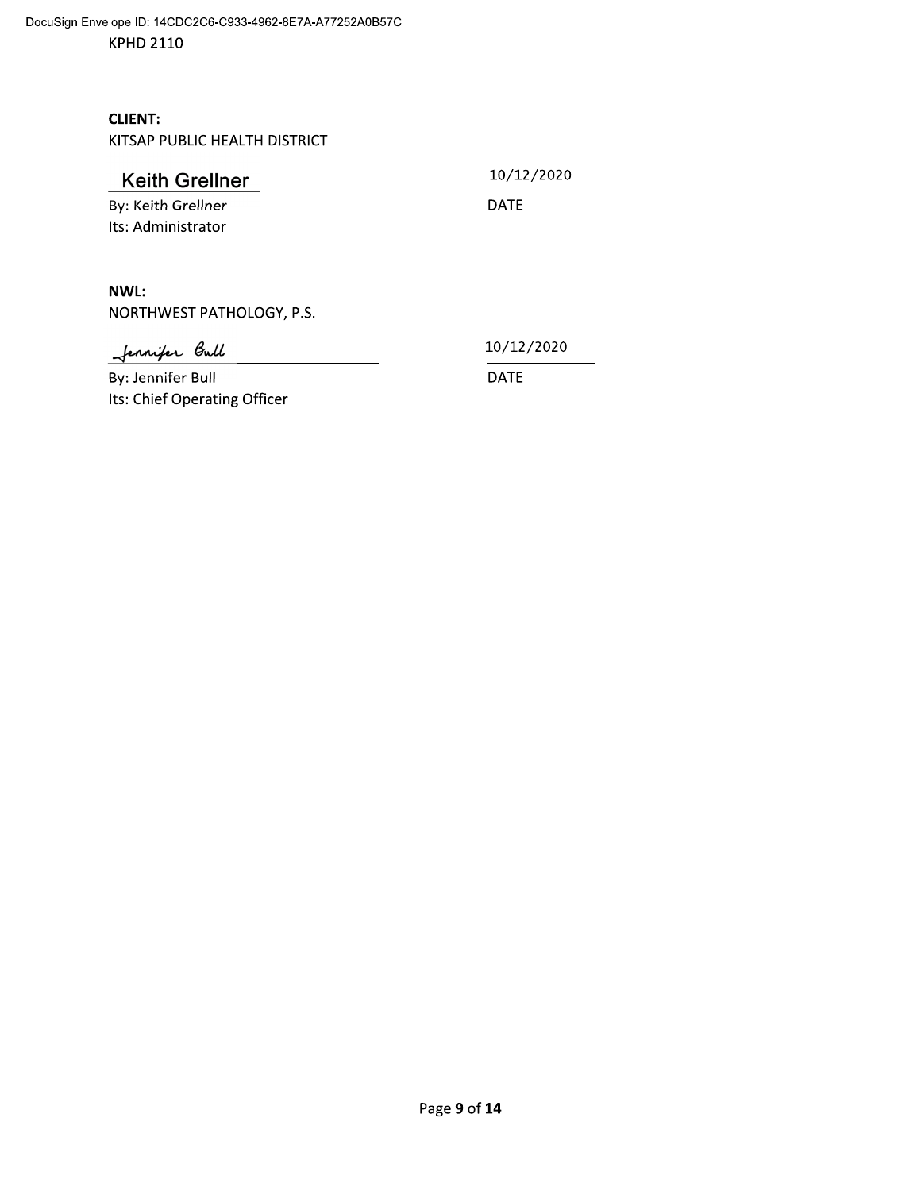**CLIENT:**
KITSAP PUBLIC HEALTH DISTRICT

Keith Grellner

By: Keith Grellner
Its: Administrator

10/12/2020
DATE

**NWL:**
NORTHWEST PATHOLOGY, P.S.

Jennifer Bull

By: Jennifer Bull
Its: Chief Operating Officer

10/12/2020
DATE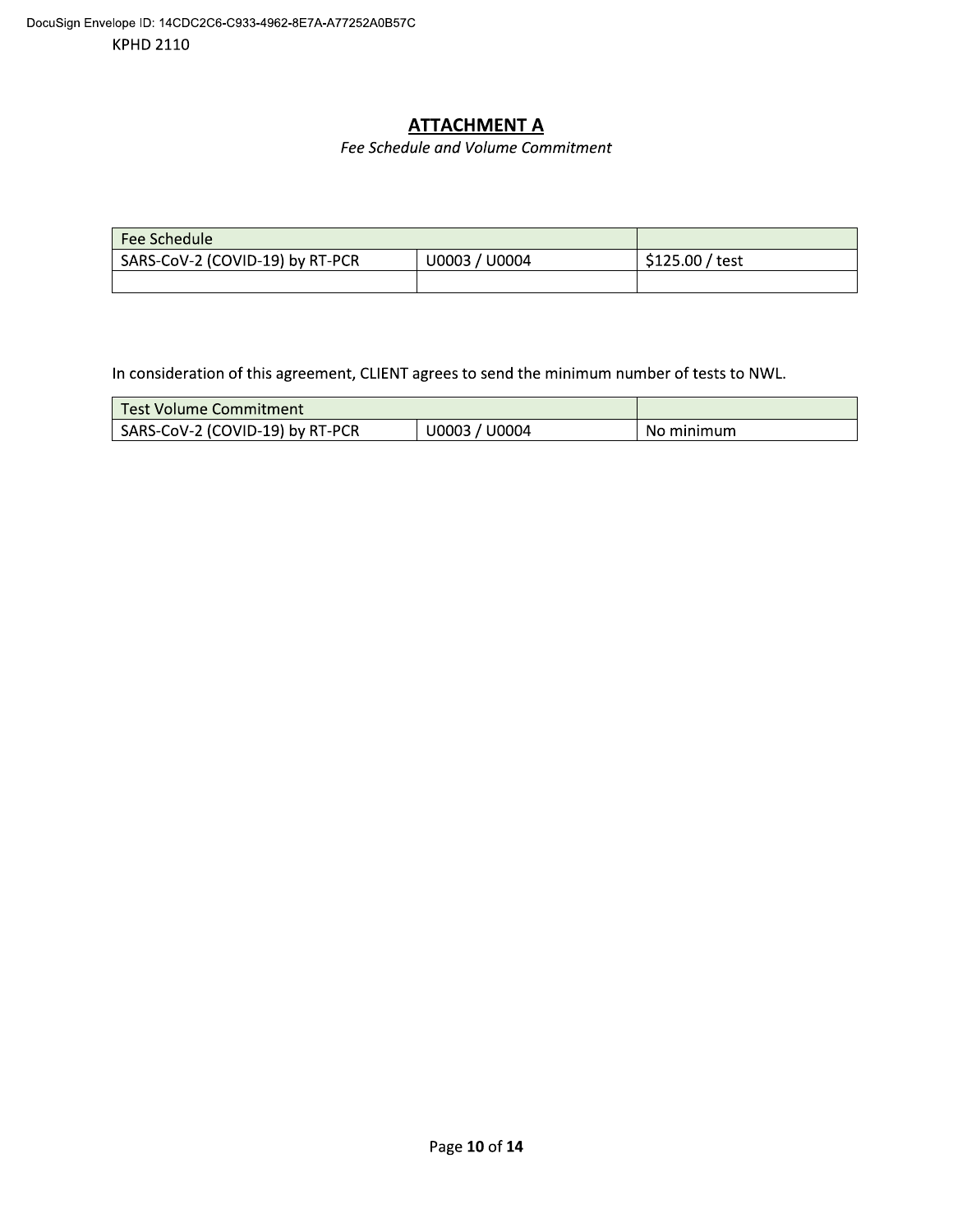## ATTACHMENT A

*Fee Schedule and Volume Commitment*

| Fee Schedule | | |
|---|---|---|
| SARS-CoV-2 (COVID-19) by RT-PCR | U0003 / U0004 | $125.00 / test |
| | | |

In consideration of this agreement, CLIENT agrees to send the minimum number of tests to NWL.

| Test Volume Commitment | | |
|---|---|---|
| SARS-CoV-2 (COVID-19) by RT-PCR | U0003 / U0004 | No minimum |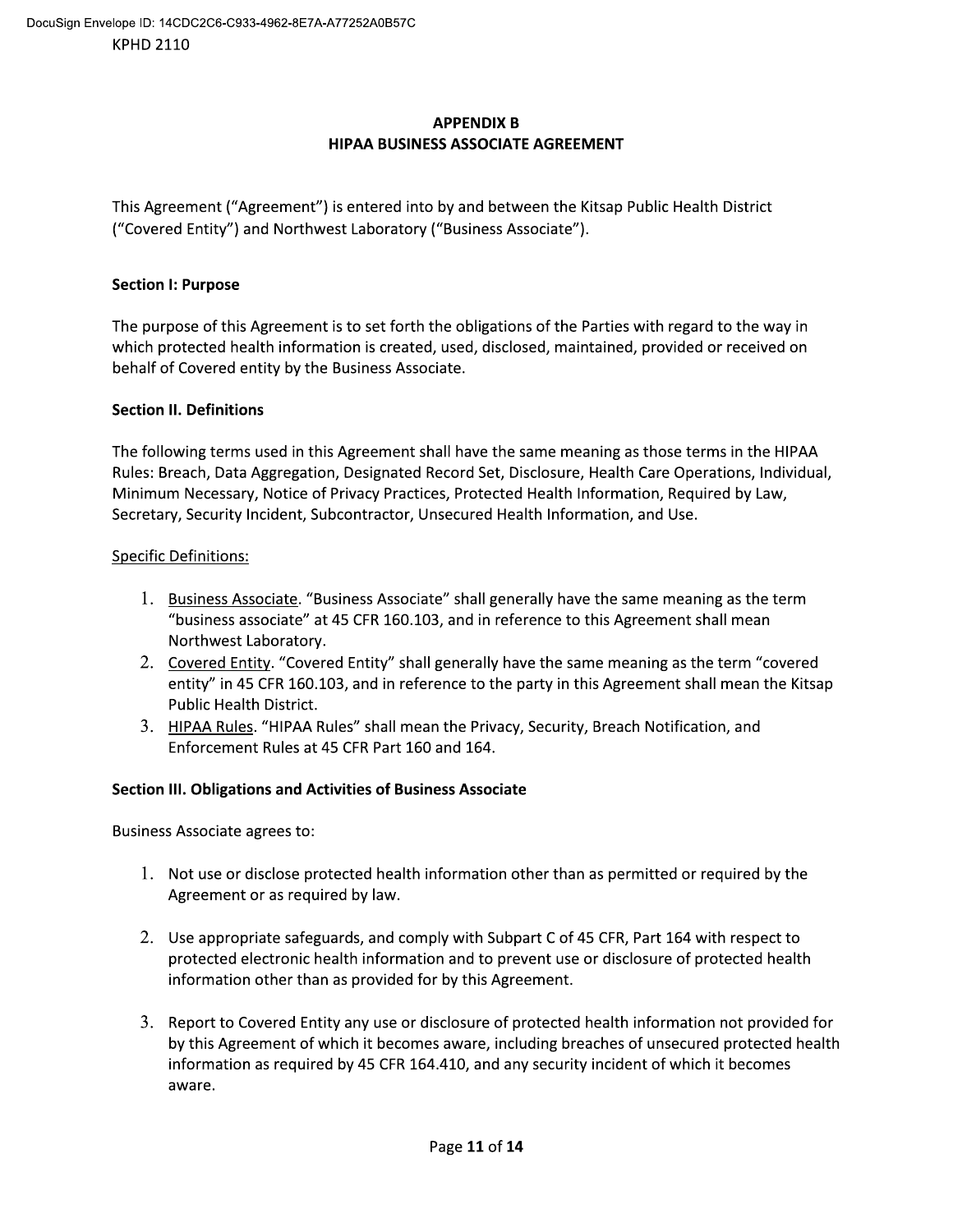## APPENDIX B
## HIPAA BUSINESS ASSOCIATE AGREEMENT

This Agreement ("Agreement") is entered into by and between the Kitsap Public Health District ("Covered Entity") and Northwest Laboratory ("Business Associate").

### Section I: Purpose

The purpose of this Agreement is to set forth the obligations of the Parties with regard to the way in which protected health information is created, used, disclosed, maintained, provided or received on behalf of Covered entity by the Business Associate.

### Section II. Definitions

The following terms used in this Agreement shall have the same meaning as those terms in the HIPAA Rules: Breach, Data Aggregation, Designated Record Set, Disclosure, Health Care Operations, Individual, Minimum Necessary, Notice of Privacy Practices, Protected Health Information, Required by Law, Secretary, Security Incident, Subcontractor, Unsecured Health Information, and Use.

Specific Definitions:

1. Business Associate. "Business Associate" shall generally have the same meaning as the term "business associate" at 45 CFR 160.103, and in reference to this Agreement shall mean Northwest Laboratory.
2. Covered Entity. "Covered Entity" shall generally have the same meaning as the term "covered entity" in 45 CFR 160.103, and in reference to the party in this Agreement shall mean the Kitsap Public Health District.
3. HIPAA Rules. "HIPAA Rules" shall mean the Privacy, Security, Breach Notification, and Enforcement Rules at 45 CFR Part 160 and 164.

### Section III. Obligations and Activities of Business Associate

Business Associate agrees to:

1. Not use or disclose protected health information other than as permitted or required by the Agreement or as required by law.

2. Use appropriate safeguards, and comply with Subpart C of 45 CFR, Part 164 with respect to protected electronic health information and to prevent use or disclosure of protected health information other than as provided for by this Agreement.

3. Report to Covered Entity any use or disclosure of protected health information not provided for by this Agreement of which it becomes aware, including breaches of unsecured protected health information as required by 45 CFR 164.410, and any security incident of which it becomes aware.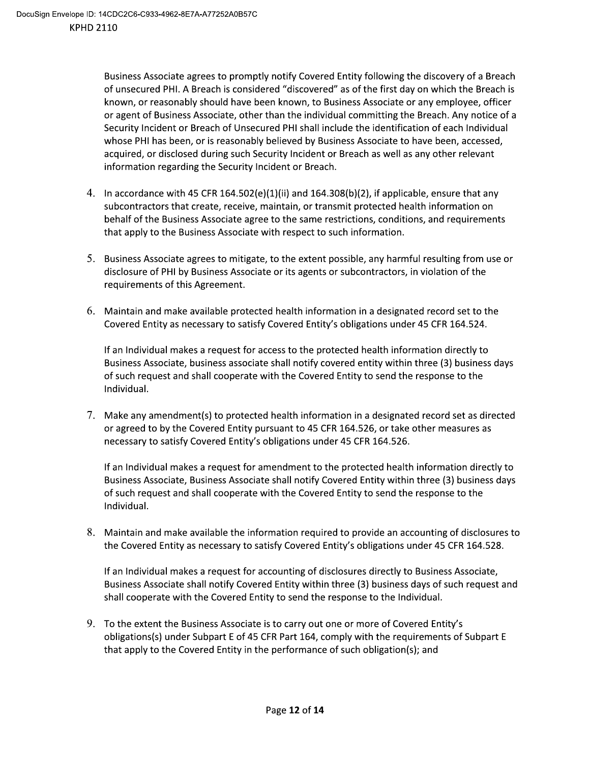Business Associate agrees to promptly notify Covered Entity following the discovery of a Breach of unsecured PHI. A Breach is considered "discovered" as of the first day on which the Breach is known, or reasonably should have been known, to Business Associate or any employee, officer or agent of Business Associate, other than the individual committing the Breach. Any notice of a Security Incident or Breach of Unsecured PHI shall include the identification of each Individual whose PHI has been, or is reasonably believed by Business Associate to have been, accessed, acquired, or disclosed during such Security Incident or Breach as well as any other relevant information regarding the Security Incident or Breach.

4. In accordance with 45 CFR 164.502(e)(1)(ii) and 164.308(b)(2), if applicable, ensure that any subcontractors that create, receive, maintain, or transmit protected health information on behalf of the Business Associate agree to the same restrictions, conditions, and requirements that apply to the Business Associate with respect to such information.

5. Business Associate agrees to mitigate, to the extent possible, any harmful resulting from use or disclosure of PHI by Business Associate or its agents or subcontractors, in violation of the requirements of this Agreement.

6. Maintain and make available protected health information in a designated record set to the Covered Entity as necessary to satisfy Covered Entity's obligations under 45 CFR 164.524.

   If an Individual makes a request for access to the protected health information directly to Business Associate, business associate shall notify covered entity within three (3) business days of such request and shall cooperate with the Covered Entity to send the response to the Individual.

7. Make any amendment(s) to protected health information in a designated record set as directed or agreed to by the Covered Entity pursuant to 45 CFR 164.526, or take other measures as necessary to satisfy Covered Entity's obligations under 45 CFR 164.526.

   If an Individual makes a request for amendment to the protected health information directly to Business Associate, Business Associate shall notify Covered Entity within three (3) business days of such request and shall cooperate with the Covered Entity to send the response to the Individual.

8. Maintain and make available the information required to provide an accounting of disclosures to the Covered Entity as necessary to satisfy Covered Entity's obligations under 45 CFR 164.528.

   If an Individual makes a request for accounting of disclosures directly to Business Associate, Business Associate shall notify Covered Entity within three (3) business days of such request and shall cooperate with the Covered Entity to send the response to the Individual.

9. To the extent the Business Associate is to carry out one or more of Covered Entity's obligations(s) under Subpart E of 45 CFR Part 164, comply with the requirements of Subpart E that apply to the Covered Entity in the performance of such obligation(s); and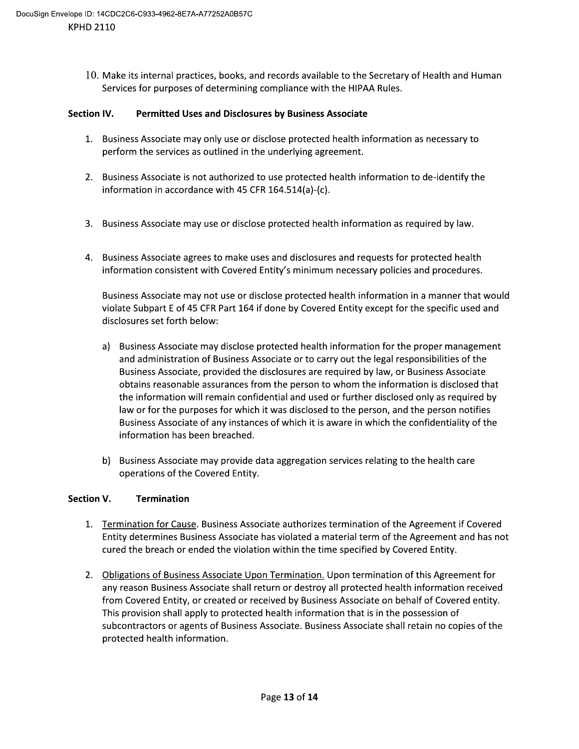10. Make its internal practices, books, and records available to the Secretary of Health and Human Services for purposes of determining compliance with the HIPAA Rules.

**Section IV. Permitted Uses and Disclosures by Business Associate**

1. Business Associate may only use or disclose protected health information as necessary to perform the services as outlined in the underlying agreement.

2. Business Associate is not authorized to use protected health information to de-identify the information in accordance with 45 CFR 164.514(a)-(c).

3. Business Associate may use or disclose protected health information as required by law.

4. Business Associate agrees to make uses and disclosures and requests for protected health information consistent with Covered Entity's minimum necessary policies and procedures.

   Business Associate may not use or disclose protected health information in a manner that would violate Subpart E of 45 CFR Part 164 if done by Covered Entity except for the specific used and disclosures set forth below:

   a) Business Associate may disclose protected health information for the proper management and administration of Business Associate or to carry out the legal responsibilities of the Business Associate, provided the disclosures are required by law, or Business Associate obtains reasonable assurances from the person to whom the information is disclosed that the information will remain confidential and used or further disclosed only as required by law or for the purposes for which it was disclosed to the person, and the person notifies Business Associate of any instances of which it is aware in which the confidentiality of the information has been breached.

   b) Business Associate may provide data aggregation services relating to the health care operations of the Covered Entity.

**Section V. Termination**

1. Termination for Cause. Business Associate authorizes termination of the Agreement if Covered Entity determines Business Associate has violated a material term of the Agreement and has not cured the breach or ended the violation within the time specified by Covered Entity.

2. Obligations of Business Associate Upon Termination. Upon termination of this Agreement for any reason Business Associate shall return or destroy all protected health information received from Covered Entity, or created or received by Business Associate on behalf of Covered entity. This provision shall apply to protected health information that is in the possession of subcontractors or agents of Business Associate. Business Associate shall retain no copies of the protected health information.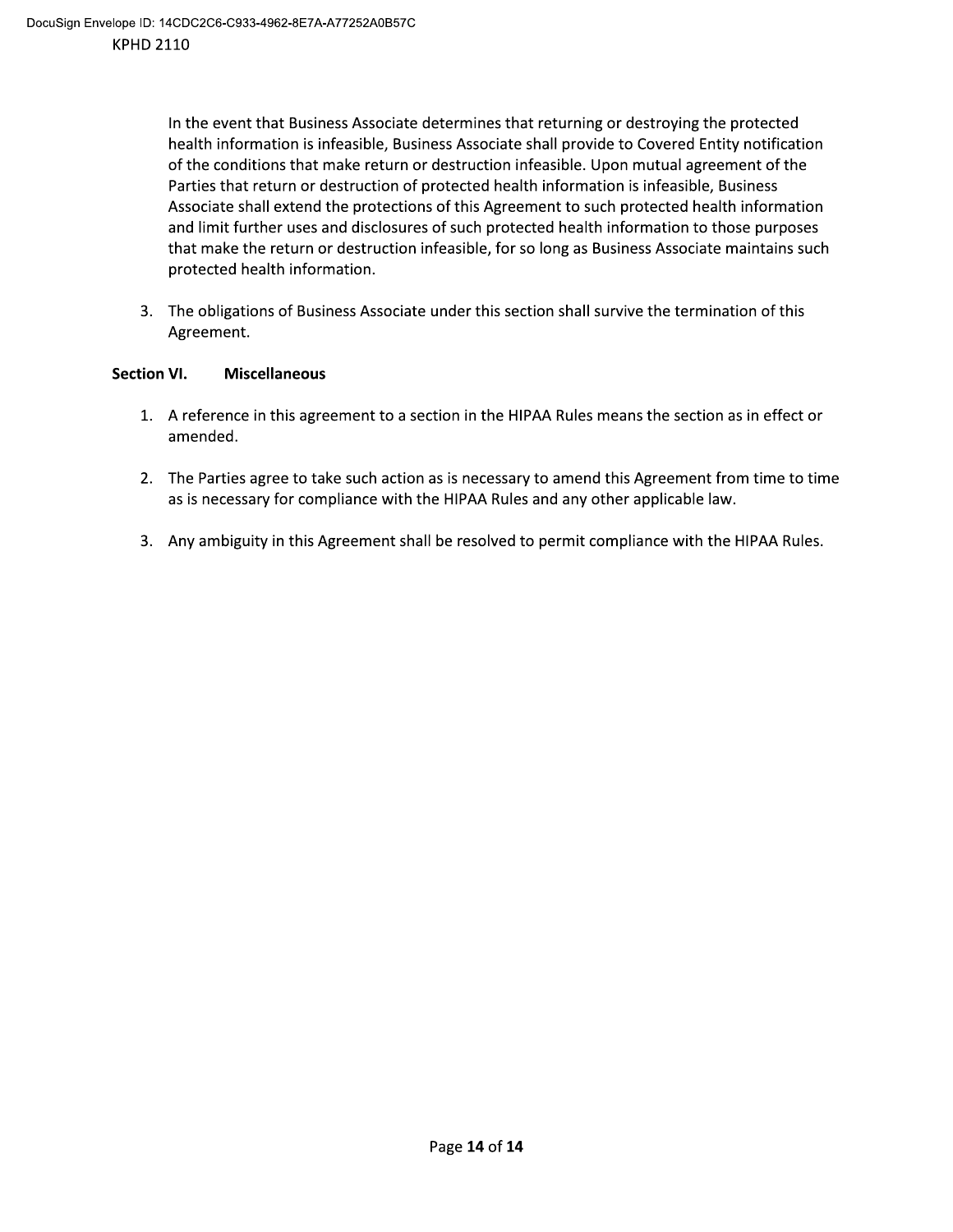In the event that Business Associate determines that returning or destroying the protected health information is infeasible, Business Associate shall provide to Covered Entity notification of the conditions that make return or destruction infeasible. Upon mutual agreement of the Parties that return or destruction of protected health information is infeasible, Business Associate shall extend the protections of this Agreement to such protected health information and limit further uses and disclosures of such protected health information to those purposes that make the return or destruction infeasible, for so long as Business Associate maintains such protected health information.

3. The obligations of Business Associate under this section shall survive the termination of this Agreement.

**Section VI. Miscellaneous**

1. A reference in this agreement to a section in the HIPAA Rules means the section as in effect or amended.

2. The Parties agree to take such action as is necessary to amend this Agreement from time to time as is necessary for compliance with the HIPAA Rules and any other applicable law.

3. Any ambiguity in this Agreement shall be resolved to permit compliance with the HIPAA Rules.